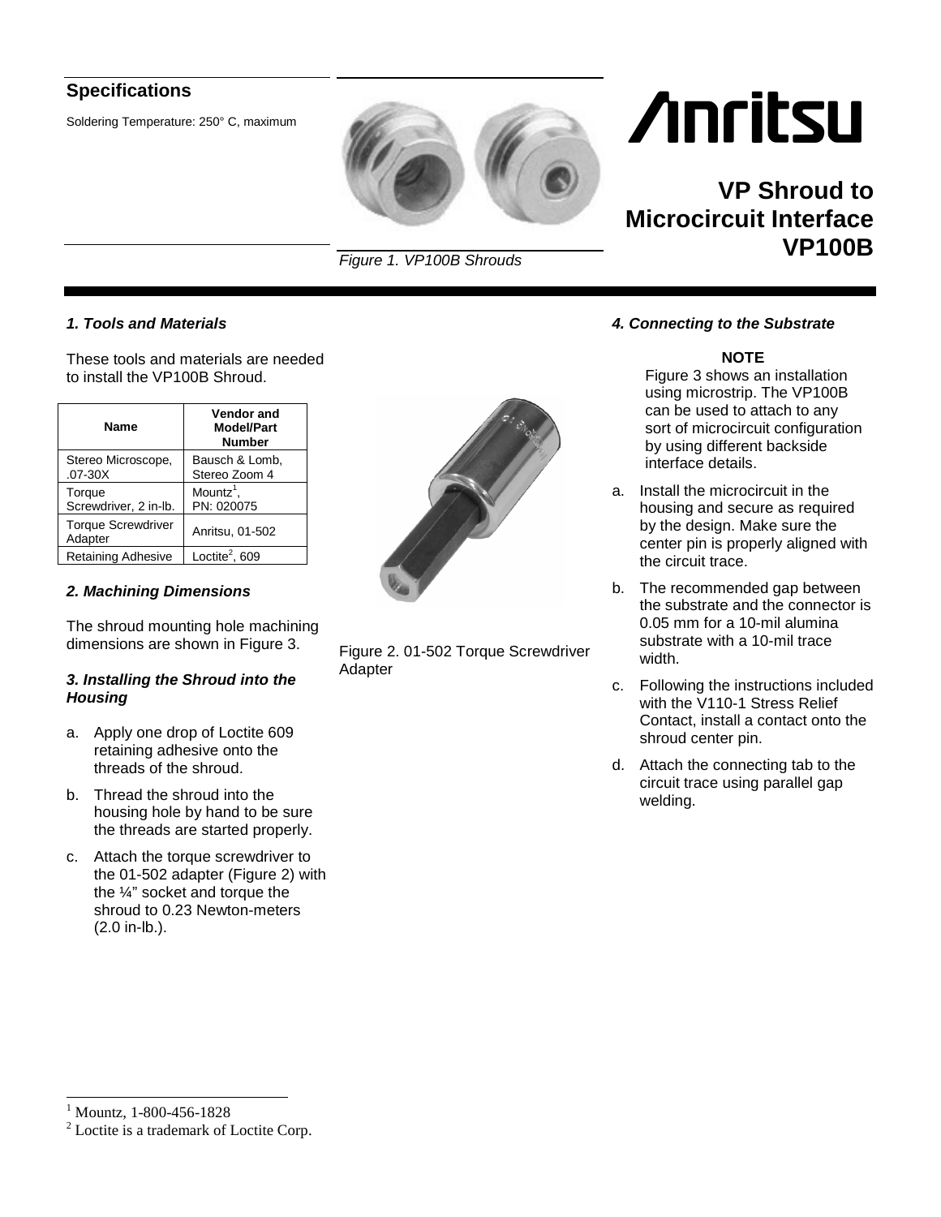# VP Shroud to Microcircuit Interface VP100B

## Specifications

Soldering Temperature: 250° C, maximum

Figure 1. VP100B Shrouds

### 1. Tools and Materials

These tools and materials are needed to install the VP100B Shroud.

| Name | Vendor and Model/Part Number |
|---|---|
| Stereo Microscope, .07-30X | Bausch & Lomb, Stereo Zoom 4 |
| Torque Screwdriver, 2 in-lb. | Mountz[1], PN: 020075 |
| Torque Screwdriver Adapter | Anritsu, 01-502 |
| Retaining Adhesive | Loctite[2], 609 |

### 2. Machining Dimensions

The shroud mounting hole machining dimensions are shown in Figure 3.

### 3. Installing the Shroud into the Housing

a. Apply one drop of Loctite 609 retaining adhesive onto the threads of the shroud.

b. Thread the shroud into the housing hole by hand to be sure the threads are started properly.

c. Attach the torque screwdriver to the 01-502 adapter (Figure 2) with the ¼" socket and torque the shroud to 0.23 Newton-meters (2.0 in-lb.).

Figure 2. 01-502 Torque Screwdriver Adapter

### 4. Connecting to the Substrate

**NOTE**

Figure 3 shows an installation using microstrip. The VP100B can be used to attach to any sort of microcircuit configuration by using different backside interface details.

a. Install the microcircuit in the housing and secure as required by the design. Make sure the center pin is properly aligned with the circuit trace.

b. The recommended gap between the substrate and the connector is 0.05 mm for a 10-mil alumina substrate with a 10-mil trace width.

c. Following the instructions included with the V110-1 Stress Relief Contact, install a contact onto the shroud center pin.

d. Attach the connecting tab to the circuit trace using parallel gap welding.

---

[1] Mountz, 1-800-456-1828

[2] Loctite is a trademark of Loctite Corp.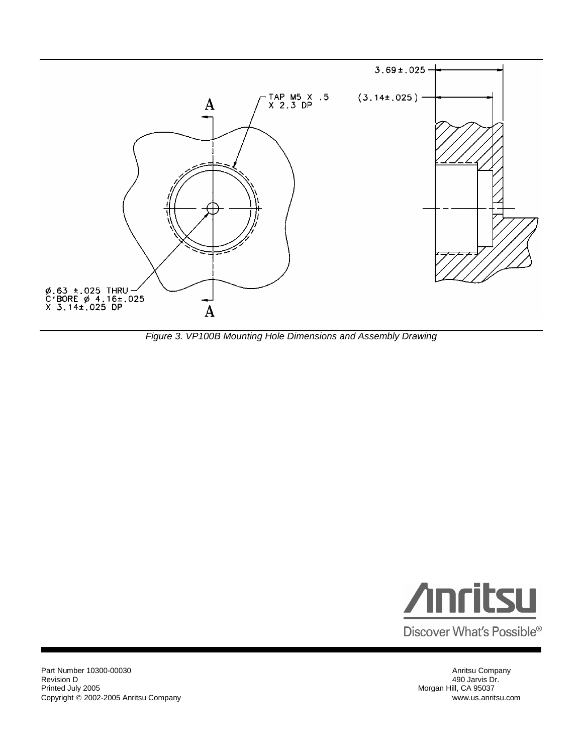3.69±.025

(3.14±.025)

TAP M5 X .5
X 2.3 DP

A

Ø.63 ±.025 THRU
C'BORE Ø 4.16±.025
X 3.14±.025 DP

A

*Figure 3. VP100B Mounting Hole Dimensions and Assembly Drawing*

Anritsu

Discover What's Possible®

Part Number 10300-00030
Revision D
Printed July 2005
Copyright © 2002-2005 Anritsu Company

Anritsu Company
490 Jarvis Dr.
Morgan Hill, CA 95037
www.us.anritsu.com